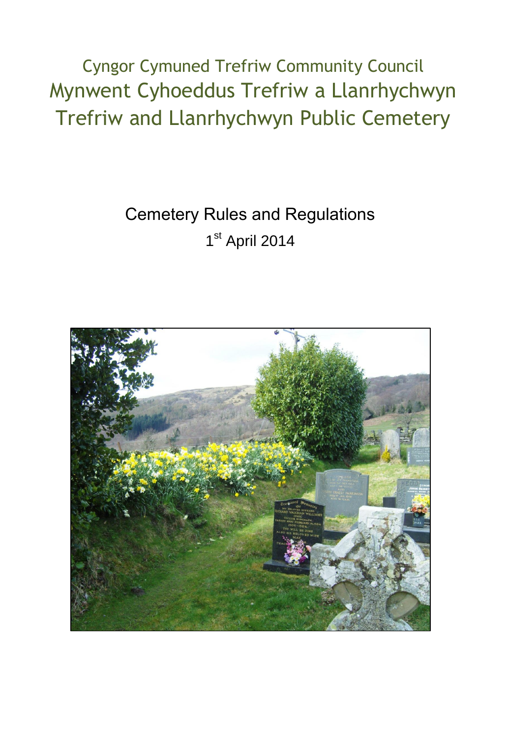# Cyngor Cymuned Trefriw Community Council

# Mynwent Cyhoeddus Trefriw a Llanrhychwyn

# Trefriw and Llanrhychwyn Public Cemetery

## Cemetery Rules and Regulations

1st April 2014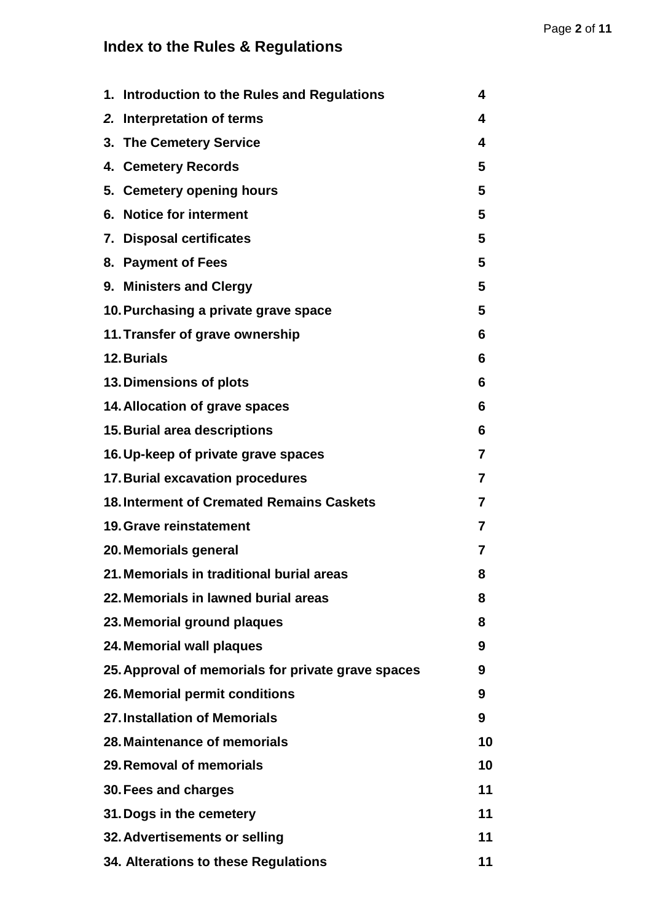## Index to the Rules & Regulations

| | |
|---|---|
| **1. Introduction to the Rules and Regulations** | **4** |
| ***2.*** **Interpretation of terms** | **4** |
| **3. The Cemetery Service** | **4** |
| **4. Cemetery Records** | **5** |
| **5. Cemetery opening hours** | **5** |
| **6. Notice for interment** | **5** |
| **7. Disposal certificates** | **5** |
| **8. Payment of Fees** | **5** |
| **9. Ministers and Clergy** | **5** |
| **10. Purchasing a private grave space** | **5** |
| **11. Transfer of grave ownership** | **6** |
| **12. Burials** | **6** |
| **13. Dimensions of plots** | **6** |
| **14. Allocation of grave spaces** | **6** |
| **15. Burial area descriptions** | **6** |
| **16. Up-keep of private grave spaces** | **7** |
| **17. Burial excavation procedures** | **7** |
| **18. Interment of Cremated Remains Caskets** | **7** |
| **19. Grave reinstatement** | **7** |
| **20. Memorials general** | **7** |
| **21. Memorials in traditional burial areas** | **8** |
| **22. Memorials in lawned burial areas** | **8** |
| **23. Memorial ground plaques** | **8** |
| **24. Memorial wall plaques** | **9** |
| **25. Approval of memorials for private grave spaces** | **9** |
| **26. Memorial permit conditions** | **9** |
| **27. Installation of Memorials** | **9** |
| **28. Maintenance of memorials** | **10** |
| **29. Removal of memorials** | **10** |
| **30. Fees and charges** | **11** |
| **31. Dogs in the cemetery** | **11** |
| **32. Advertisements or selling** | **11** |
| **34. Alterations to these Regulations** | **11** |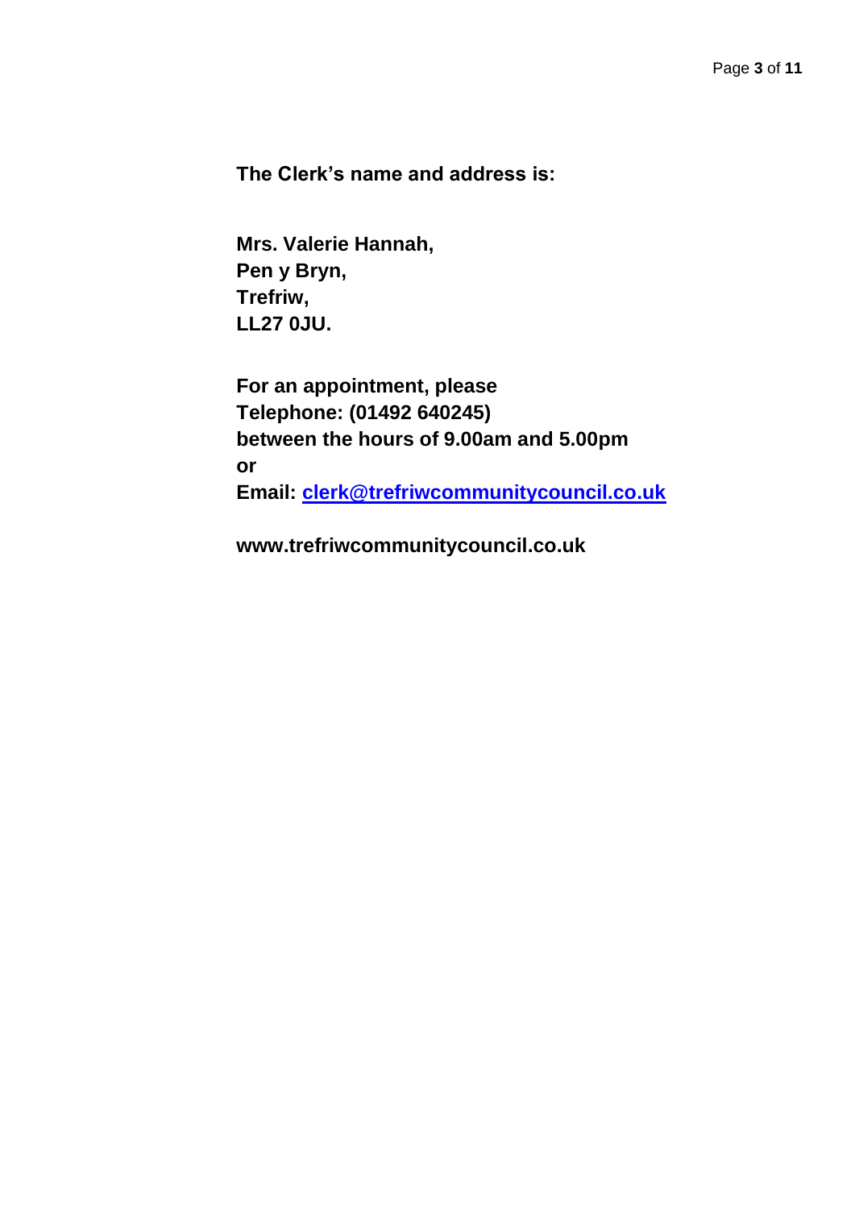**The Clerk's name and address is:**

**Mrs. Valerie Hannah,**
**Pen y Bryn,**
**Trefriw,**
**LL27 0JU.**

**For an appointment, please**
**Telephone: (01492 640245)**
**between the hours of 9.00am and 5.00pm**
**or**
**Email: clerk@trefriwcommunitycouncil.co.uk**

**www.trefriwcommunitycouncil.co.uk**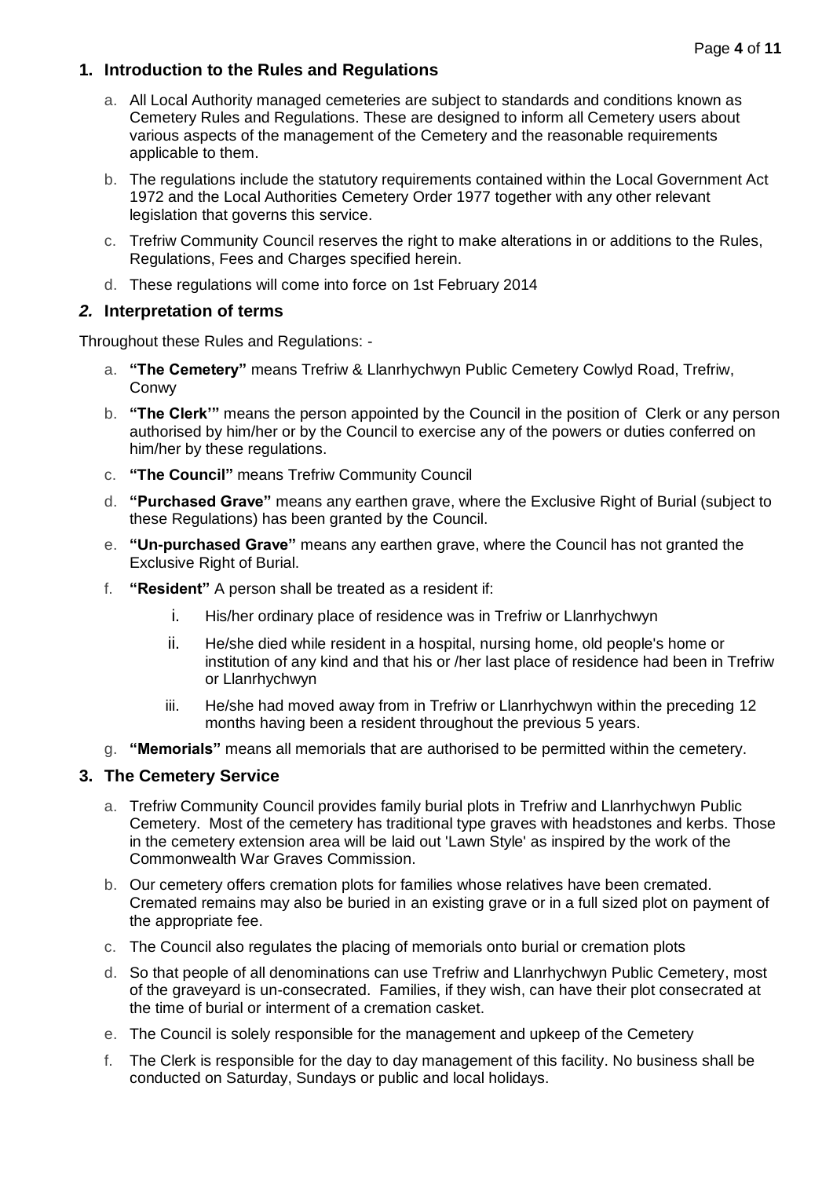## 1. Introduction to the Rules and Regulations

a. All Local Authority managed cemeteries are subject to standards and conditions known as Cemetery Rules and Regulations. These are designed to inform all Cemetery users about various aspects of the management of the Cemetery and the reasonable requirements applicable to them.

b. The regulations include the statutory requirements contained within the Local Government Act 1972 and the Local Authorities Cemetery Order 1977 together with any other relevant legislation that governs this service.

c. Trefriw Community Council reserves the right to make alterations in or additions to the Rules, Regulations, Fees and Charges specified herein.

d. These regulations will come into force on 1st February 2014

## *2.* Interpretation of terms

Throughout these Rules and Regulations: -

a. **"The Cemetery"** means Trefriw & Llanrhychwyn Public Cemetery Cowlyd Road, Trefriw, Conwy

b. **"The Clerk'"** means the person appointed by the Council in the position of Clerk or any person authorised by him/her or by the Council to exercise any of the powers or duties conferred on him/her by these regulations.

c. **"The Council"** means Trefriw Community Council

d. **"Purchased Grave"** means any earthen grave, where the Exclusive Right of Burial (subject to these Regulations) has been granted by the Council.

e. **"Un-purchased Grave"** means any earthen grave, where the Council has not granted the Exclusive Right of Burial.

f. **"Resident"** A person shall be treated as a resident if:

   i. His/her ordinary place of residence was in Trefriw or Llanrhychwyn

   ii. He/she died while resident in a hospital, nursing home, old people's home or institution of any kind and that his or /her last place of residence had been in Trefriw or Llanrhychwyn

   iii. He/she had moved away from in Trefriw or Llanrhychwyn within the preceding 12 months having been a resident throughout the previous 5 years.

g. **"Memorials"** means all memorials that are authorised to be permitted within the cemetery.

## 3. The Cemetery Service

a. Trefriw Community Council provides family burial plots in Trefriw and Llanrhychwyn Public Cemetery. Most of the cemetery has traditional type graves with headstones and kerbs. Those in the cemetery extension area will be laid out 'Lawn Style' as inspired by the work of the Commonwealth War Graves Commission.

b. Our cemetery offers cremation plots for families whose relatives have been cremated. Cremated remains may also be buried in an existing grave or in a full sized plot on payment of the appropriate fee.

c. The Council also regulates the placing of memorials onto burial or cremation plots

d. So that people of all denominations can use Trefriw and Llanrhychwyn Public Cemetery, most of the graveyard is un-consecrated. Families, if they wish, can have their plot consecrated at the time of burial or interment of a cremation casket.

e. The Council is solely responsible for the management and upkeep of the Cemetery

f. The Clerk is responsible for the day to day management of this facility. No business shall be conducted on Saturday, Sundays or public and local holidays.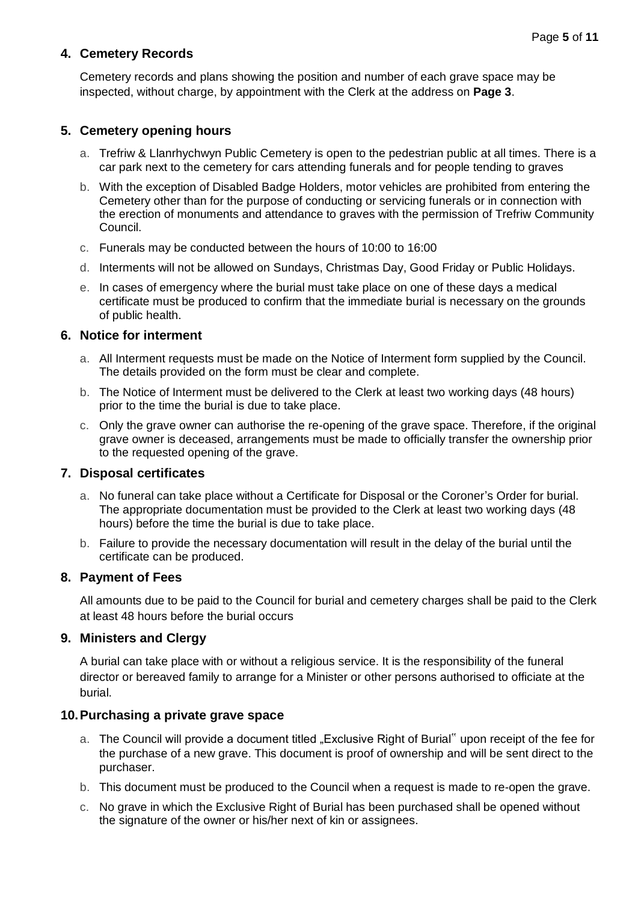## 4. Cemetery Records

Cemetery records and plans showing the position and number of each grave space may be inspected, without charge, by appointment with the Clerk at the address on **Page 3**.

## 5. Cemetery opening hours

a. Trefriw & Llanrhychwyn Public Cemetery is open to the pedestrian public at all times. There is a car park next to the cemetery for cars attending funerals and for people tending to graves

b. With the exception of Disabled Badge Holders, motor vehicles are prohibited from entering the Cemetery other than for the purpose of conducting or servicing funerals or in connection with the erection of monuments and attendance to graves with the permission of Trefriw Community Council.

c. Funerals may be conducted between the hours of 10:00 to 16:00

d. Interments will not be allowed on Sundays, Christmas Day, Good Friday or Public Holidays.

e. In cases of emergency where the burial must take place on one of these days a medical certificate must be produced to confirm that the immediate burial is necessary on the grounds of public health.

## 6. Notice for interment

a. All Interment requests must be made on the Notice of Interment form supplied by the Council. The details provided on the form must be clear and complete.

b. The Notice of Interment must be delivered to the Clerk at least two working days (48 hours) prior to the time the burial is due to take place.

c. Only the grave owner can authorise the re-opening of the grave space. Therefore, if the original grave owner is deceased, arrangements must be made to officially transfer the ownership prior to the requested opening of the grave.

## 7. Disposal certificates

a. No funeral can take place without a Certificate for Disposal or the Coroner's Order for burial. The appropriate documentation must be provided to the Clerk at least two working days (48 hours) before the time the burial is due to take place.

b. Failure to provide the necessary documentation will result in the delay of the burial until the certificate can be produced.

## 8. Payment of Fees

All amounts due to be paid to the Council for burial and cemetery charges shall be paid to the Clerk at least 48 hours before the burial occurs

## 9. Ministers and Clergy

A burial can take place with or without a religious service. It is the responsibility of the funeral director or bereaved family to arrange for a Minister or other persons authorised to officiate at the burial.

## 10. Purchasing a private grave space

a. The Council will provide a document titled „Exclusive Right of Burial" upon receipt of the fee for the purchase of a new grave. This document is proof of ownership and will be sent direct to the purchaser.

b. This document must be produced to the Council when a request is made to re-open the grave.

c. No grave in which the Exclusive Right of Burial has been purchased shall be opened without the signature of the owner or his/her next of kin or assignees.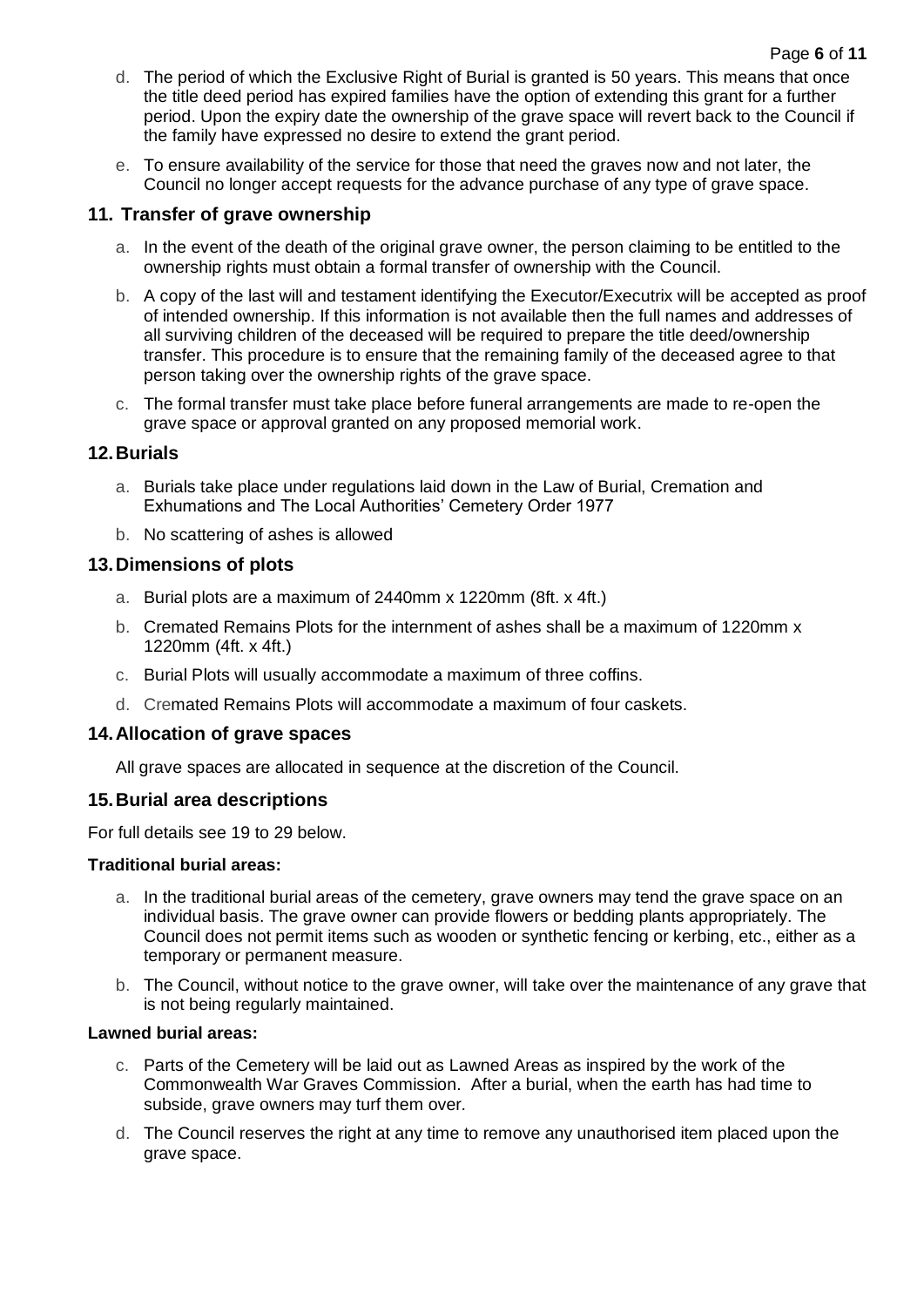d. The period of which the Exclusive Right of Burial is granted is 50 years. This means that once the title deed period has expired families have the option of extending this grant for a further period. Upon the expiry date the ownership of the grave space will revert back to the Council if the family have expressed no desire to extend the grant period.

e. To ensure availability of the service for those that need the graves now and not later, the Council no longer accept requests for the advance purchase of any type of grave space.

## 11. Transfer of grave ownership

a. In the event of the death of the original grave owner, the person claiming to be entitled to the ownership rights must obtain a formal transfer of ownership with the Council.

b. A copy of the last will and testament identifying the Executor/Executrix will be accepted as proof of intended ownership. If this information is not available then the full names and addresses of all surviving children of the deceased will be required to prepare the title deed/ownership transfer. This procedure is to ensure that the remaining family of the deceased agree to that person taking over the ownership rights of the grave space.

c. The formal transfer must take place before funeral arrangements are made to re-open the grave space or approval granted on any proposed memorial work.

## 12. Burials

a. Burials take place under regulations laid down in the Law of Burial, Cremation and Exhumations and The Local Authorities' Cemetery Order 1977

b. No scattering of ashes is allowed

## 13. Dimensions of plots

a. Burial plots are a maximum of 2440mm x 1220mm (8ft. x 4ft.)

b. Cremated Remains Plots for the internment of ashes shall be a maximum of 1220mm x 1220mm (4ft. x 4ft.)

c. Burial Plots will usually accommodate a maximum of three coffins.

d. Cremated Remains Plots will accommodate a maximum of four caskets.

## 14. Allocation of grave spaces

All grave spaces are allocated in sequence at the discretion of the Council.

## 15. Burial area descriptions

For full details see 19 to 29 below.

**Traditional burial areas:**

a. In the traditional burial areas of the cemetery, grave owners may tend the grave space on an individual basis. The grave owner can provide flowers or bedding plants appropriately. The Council does not permit items such as wooden or synthetic fencing or kerbing, etc., either as a temporary or permanent measure.

b. The Council, without notice to the grave owner, will take over the maintenance of any grave that is not being regularly maintained.

**Lawned burial areas:**

c. Parts of the Cemetery will be laid out as Lawned Areas as inspired by the work of the Commonwealth War Graves Commission. After a burial, when the earth has had time to subside, grave owners may turf them over.

d. The Council reserves the right at any time to remove any unauthorised item placed upon the grave space.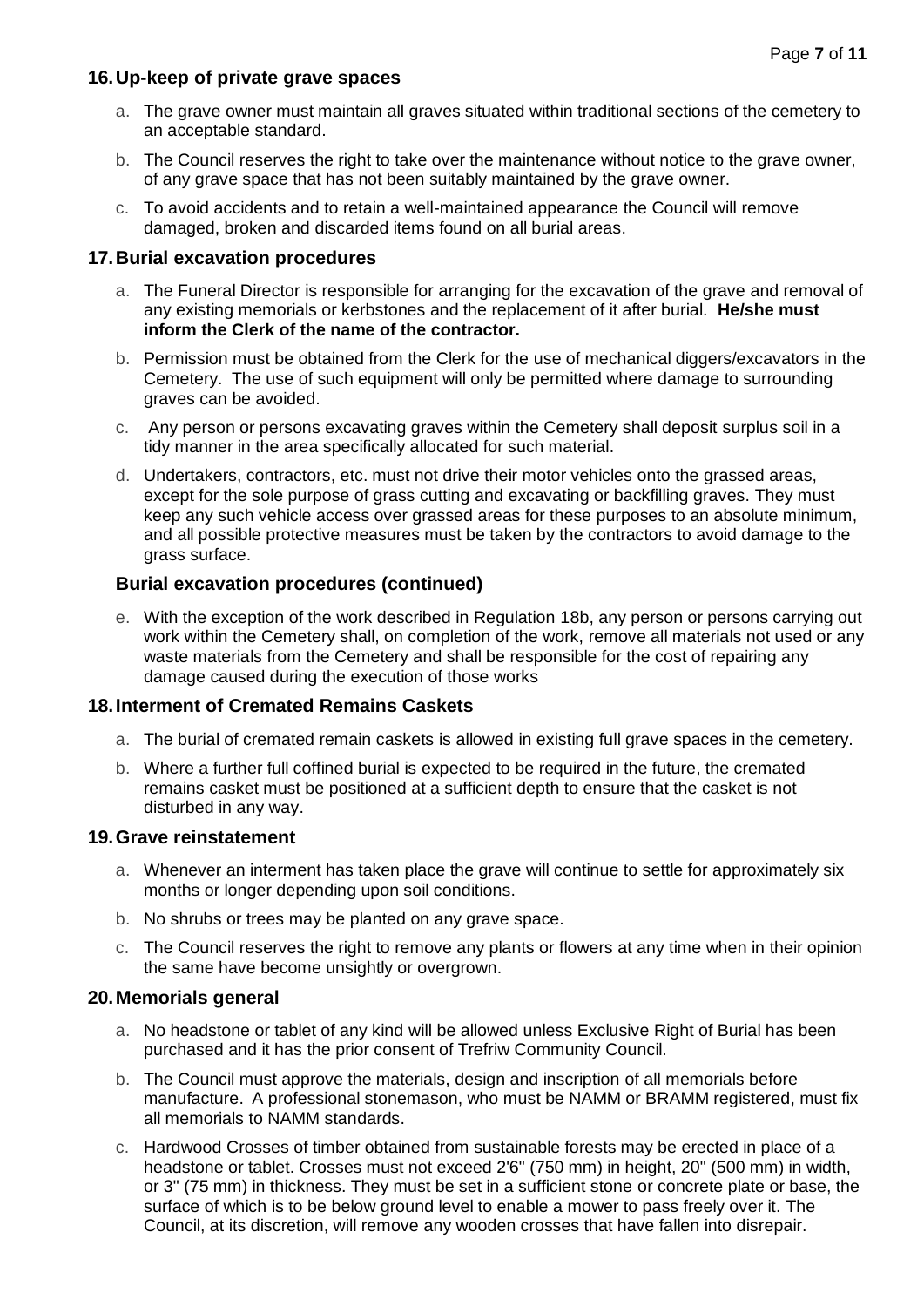## 16. Up-keep of private grave spaces

a. The grave owner must maintain all graves situated within traditional sections of the cemetery to an acceptable standard.

b. The Council reserves the right to take over the maintenance without notice to the grave owner, of any grave space that has not been suitably maintained by the grave owner.

c. To avoid accidents and to retain a well-maintained appearance the Council will remove damaged, broken and discarded items found on all burial areas.

## 17. Burial excavation procedures

a. The Funeral Director is responsible for arranging for the excavation of the grave and removal of any existing memorials or kerbstones and the replacement of it after burial. **He/she must inform the Clerk of the name of the contractor.**

b. Permission must be obtained from the Clerk for the use of mechanical diggers/excavators in the Cemetery. The use of such equipment will only be permitted where damage to surrounding graves can be avoided.

c. Any person or persons excavating graves within the Cemetery shall deposit surplus soil in a tidy manner in the area specifically allocated for such material.

d. Undertakers, contractors, etc. must not drive their motor vehicles onto the grassed areas, except for the sole purpose of grass cutting and excavating or backfilling graves. They must keep any such vehicle access over grassed areas for these purposes to an absolute minimum, and all possible protective measures must be taken by the contractors to avoid damage to the grass surface.

### Burial excavation procedures (continued)

e. With the exception of the work described in Regulation 18b, any person or persons carrying out work within the Cemetery shall, on completion of the work, remove all materials not used or any waste materials from the Cemetery and shall be responsible for the cost of repairing any damage caused during the execution of those works

## 18. Interment of Cremated Remains Caskets

a. The burial of cremated remain caskets is allowed in existing full grave spaces in the cemetery.

b. Where a further full coffined burial is expected to be required in the future, the cremated remains casket must be positioned at a sufficient depth to ensure that the casket is not disturbed in any way.

## 19. Grave reinstatement

a. Whenever an interment has taken place the grave will continue to settle for approximately six months or longer depending upon soil conditions.

b. No shrubs or trees may be planted on any grave space.

c. The Council reserves the right to remove any plants or flowers at any time when in their opinion the same have become unsightly or overgrown.

## 20. Memorials general

a. No headstone or tablet of any kind will be allowed unless Exclusive Right of Burial has been purchased and it has the prior consent of Trefriw Community Council.

b. The Council must approve the materials, design and inscription of all memorials before manufacture. A professional stonemason, who must be NAMM or BRAMM registered, must fix all memorials to NAMM standards.

c. Hardwood Crosses of timber obtained from sustainable forests may be erected in place of a headstone or tablet. Crosses must not exceed 2'6" (750 mm) in height, 20" (500 mm) in width, or 3" (75 mm) in thickness. They must be set in a sufficient stone or concrete plate or base, the surface of which is to be below ground level to enable a mower to pass freely over it. The Council, at its discretion, will remove any wooden crosses that have fallen into disrepair.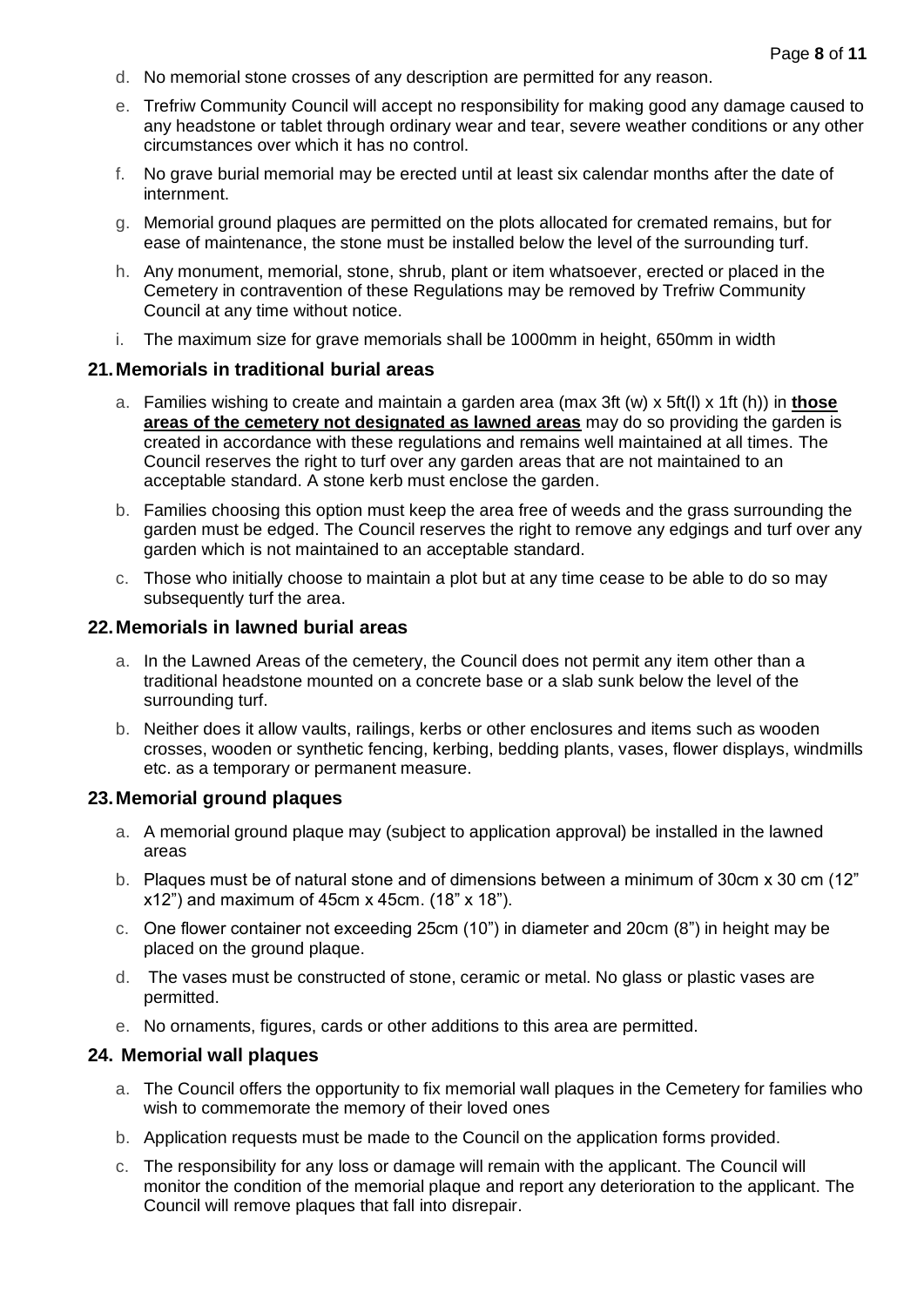d. No memorial stone crosses of any description are permitted for any reason.

e. Trefriw Community Council will accept no responsibility for making good any damage caused to any headstone or tablet through ordinary wear and tear, severe weather conditions or any other circumstances over which it has no control.

f. No grave burial memorial may be erected until at least six calendar months after the date of internment.

g. Memorial ground plaques are permitted on the plots allocated for cremated remains, but for ease of maintenance, the stone must be installed below the level of the surrounding turf.

h. Any monument, memorial, stone, shrub, plant or item whatsoever, erected or placed in the Cemetery in contravention of these Regulations may be removed by Trefriw Community Council at any time without notice.

i. The maximum size for grave memorials shall be 1000mm in height, 650mm in width

## 21. Memorials in traditional burial areas

a. Families wishing to create and maintain a garden area (max 3ft (w) x 5ft(l) x 1ft (h)) in **<u>those areas of the cemetery not designated as lawned areas</u>** may do so providing the garden is created in accordance with these regulations and remains well maintained at all times. The Council reserves the right to turf over any garden areas that are not maintained to an acceptable standard. A stone kerb must enclose the garden.

b. Families choosing this option must keep the area free of weeds and the grass surrounding the garden must be edged. The Council reserves the right to remove any edgings and turf over any garden which is not maintained to an acceptable standard.

c. Those who initially choose to maintain a plot but at any time cease to be able to do so may subsequently turf the area.

## 22. Memorials in lawned burial areas

a. In the Lawned Areas of the cemetery, the Council does not permit any item other than a traditional headstone mounted on a concrete base or a slab sunk below the level of the surrounding turf.

b. Neither does it allow vaults, railings, kerbs or other enclosures and items such as wooden crosses, wooden or synthetic fencing, kerbing, bedding plants, vases, flower displays, windmills etc. as a temporary or permanent measure.

## 23. Memorial ground plaques

a. A memorial ground plaque may (subject to application approval) be installed in the lawned areas

b. Plaques must be of natural stone and of dimensions between a minimum of 30cm x 30 cm (12" x12") and maximum of 45cm x 45cm. (18" x 18").

c. One flower container not exceeding 25cm (10") in diameter and 20cm (8") in height may be placed on the ground plaque.

d. The vases must be constructed of stone, ceramic or metal. No glass or plastic vases are permitted.

e. No ornaments, figures, cards or other additions to this area are permitted.

## 24. Memorial wall plaques

a. The Council offers the opportunity to fix memorial wall plaques in the Cemetery for families who wish to commemorate the memory of their loved ones

b. Application requests must be made to the Council on the application forms provided.

c. The responsibility for any loss or damage will remain with the applicant. The Council will monitor the condition of the memorial plaque and report any deterioration to the applicant. The Council will remove plaques that fall into disrepair.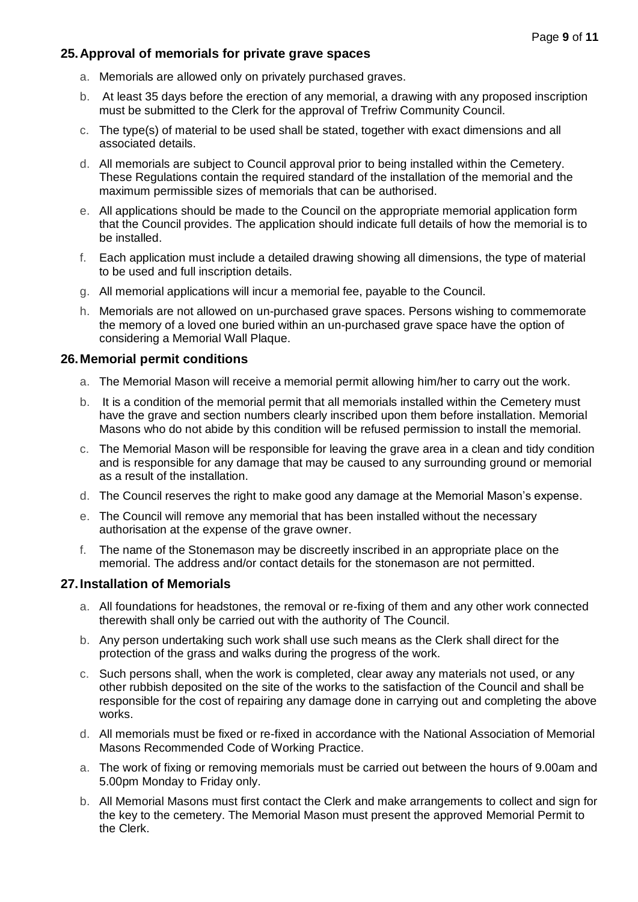## 25. Approval of memorials for private grave spaces

a. Memorials are allowed only on privately purchased graves.

b. At least 35 days before the erection of any memorial, a drawing with any proposed inscription must be submitted to the Clerk for the approval of Trefriw Community Council.

c. The type(s) of material to be used shall be stated, together with exact dimensions and all associated details.

d. All memorials are subject to Council approval prior to being installed within the Cemetery. These Regulations contain the required standard of the installation of the memorial and the maximum permissible sizes of memorials that can be authorised.

e. All applications should be made to the Council on the appropriate memorial application form that the Council provides. The application should indicate full details of how the memorial is to be installed.

f. Each application must include a detailed drawing showing all dimensions, the type of material to be used and full inscription details.

g. All memorial applications will incur a memorial fee, payable to the Council.

h. Memorials are not allowed on un-purchased grave spaces. Persons wishing to commemorate the memory of a loved one buried within an un-purchased grave space have the option of considering a Memorial Wall Plaque.

## 26. Memorial permit conditions

a. The Memorial Mason will receive a memorial permit allowing him/her to carry out the work.

b. It is a condition of the memorial permit that all memorials installed within the Cemetery must have the grave and section numbers clearly inscribed upon them before installation. Memorial Masons who do not abide by this condition will be refused permission to install the memorial.

c. The Memorial Mason will be responsible for leaving the grave area in a clean and tidy condition and is responsible for any damage that may be caused to any surrounding ground or memorial as a result of the installation.

d. The Council reserves the right to make good any damage at the Memorial Mason's expense.

e. The Council will remove any memorial that has been installed without the necessary authorisation at the expense of the grave owner.

f. The name of the Stonemason may be discreetly inscribed in an appropriate place on the memorial. The address and/or contact details for the stonemason are not permitted.

## 27. Installation of Memorials

a. All foundations for headstones, the removal or re-fixing of them and any other work connected therewith shall only be carried out with the authority of The Council.

b. Any person undertaking such work shall use such means as the Clerk shall direct for the protection of the grass and walks during the progress of the work.

c. Such persons shall, when the work is completed, clear away any materials not used, or any other rubbish deposited on the site of the works to the satisfaction of the Council and shall be responsible for the cost of repairing any damage done in carrying out and completing the above works.

d. All memorials must be fixed or re-fixed in accordance with the National Association of Memorial Masons Recommended Code of Working Practice.

a. The work of fixing or removing memorials must be carried out between the hours of 9.00am and 5.00pm Monday to Friday only.

b. All Memorial Masons must first contact the Clerk and make arrangements to collect and sign for the key to the cemetery. The Memorial Mason must present the approved Memorial Permit to the Clerk.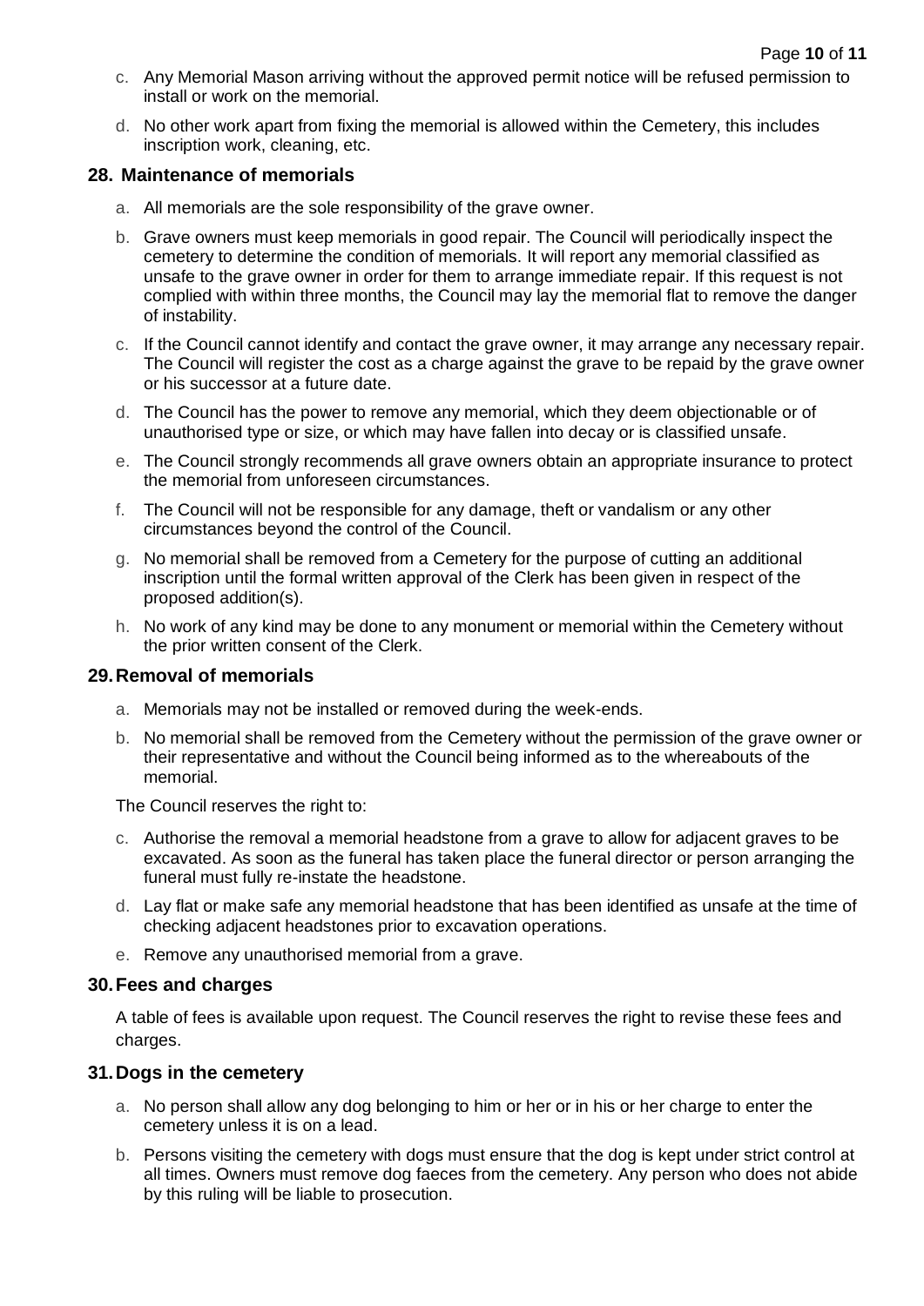c. Any Memorial Mason arriving without the approved permit notice will be refused permission to install or work on the memorial.

d. No other work apart from fixing the memorial is allowed within the Cemetery, this includes inscription work, cleaning, etc.

## 28. Maintenance of memorials

a. All memorials are the sole responsibility of the grave owner.

b. Grave owners must keep memorials in good repair. The Council will periodically inspect the cemetery to determine the condition of memorials. It will report any memorial classified as unsafe to the grave owner in order for them to arrange immediate repair. If this request is not complied with within three months, the Council may lay the memorial flat to remove the danger of instability.

c. If the Council cannot identify and contact the grave owner, it may arrange any necessary repair. The Council will register the cost as a charge against the grave to be repaid by the grave owner or his successor at a future date.

d. The Council has the power to remove any memorial, which they deem objectionable or of unauthorised type or size, or which may have fallen into decay or is classified unsafe.

e. The Council strongly recommends all grave owners obtain an appropriate insurance to protect the memorial from unforeseen circumstances.

f. The Council will not be responsible for any damage, theft or vandalism or any other circumstances beyond the control of the Council.

g. No memorial shall be removed from a Cemetery for the purpose of cutting an additional inscription until the formal written approval of the Clerk has been given in respect of the proposed addition(s).

h. No work of any kind may be done to any monument or memorial within the Cemetery without the prior written consent of the Clerk.

## 29. Removal of memorials

a. Memorials may not be installed or removed during the week-ends.

b. No memorial shall be removed from the Cemetery without the permission of the grave owner or their representative and without the Council being informed as to the whereabouts of the memorial.

The Council reserves the right to:

c. Authorise the removal a memorial headstone from a grave to allow for adjacent graves to be excavated. As soon as the funeral has taken place the funeral director or person arranging the funeral must fully re-instate the headstone.

d. Lay flat or make safe any memorial headstone that has been identified as unsafe at the time of checking adjacent headstones prior to excavation operations.

e. Remove any unauthorised memorial from a grave.

## 30. Fees and charges

A table of fees is available upon request. The Council reserves the right to revise these fees and charges.

## 31. Dogs in the cemetery

a. No person shall allow any dog belonging to him or her or in his or her charge to enter the cemetery unless it is on a lead.

b. Persons visiting the cemetery with dogs must ensure that the dog is kept under strict control at all times. Owners must remove dog faeces from the cemetery. Any person who does not abide by this ruling will be liable to prosecution.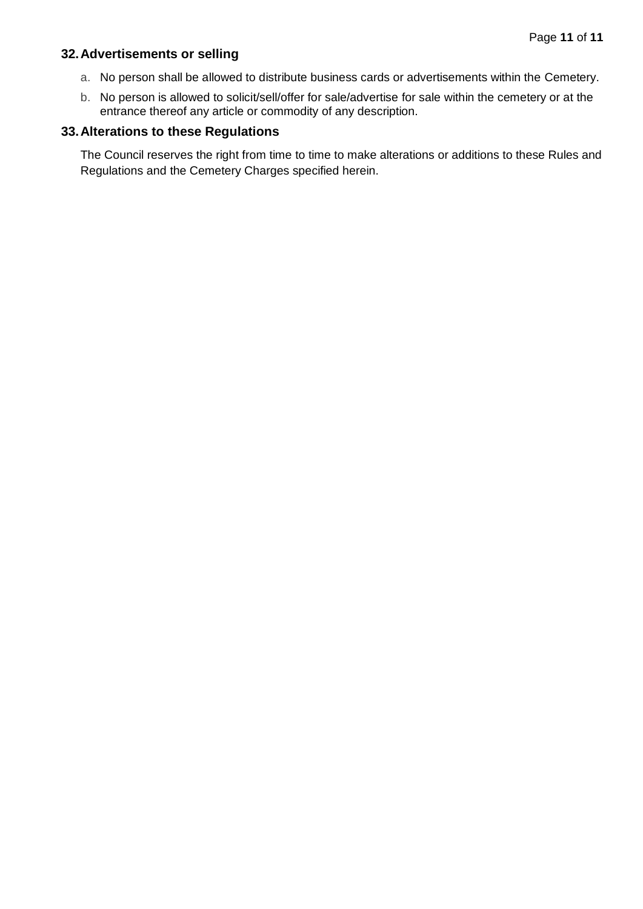## 32. Advertisements or selling

a. No person shall be allowed to distribute business cards or advertisements within the Cemetery.

b. No person is allowed to solicit/sell/offer for sale/advertise for sale within the cemetery or at the entrance thereof any article or commodity of any description.

## 33. Alterations to these Regulations

The Council reserves the right from time to time to make alterations or additions to these Rules and Regulations and the Cemetery Charges specified herein.